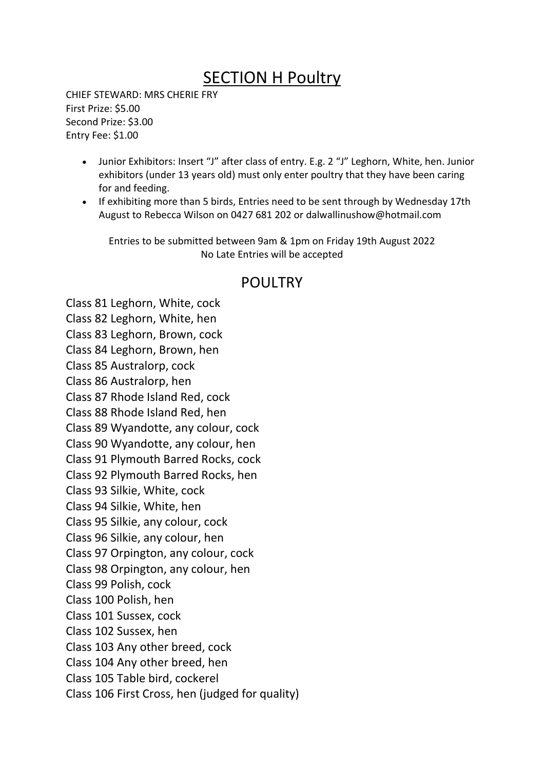# SECTION H Poultry

CHIEF STEWARD: MRS CHERIE FRY
First Prize: $5.00
Second Prize: $3.00
Entry Fee: $1.00

- Junior Exhibitors: Insert "J" after class of entry. E.g. 2 "J" Leghorn, White, hen. Junior exhibitors (under 13 years old) must only enter poultry that they have been caring for and feeding.
- If exhibiting more than 5 birds, Entries need to be sent through by Wednesday 17th August to Rebecca Wilson on 0427 681 202 or dalwallinushow@hotmail.com

Entries to be submitted between 9am & 1pm on Friday 19th August 2022
No Late Entries will be accepted

## POULTRY

Class 81 Leghorn, White, cock
Class 82 Leghorn, White, hen
Class 83 Leghorn, Brown, cock
Class 84 Leghorn, Brown, hen
Class 85 Australorp, cock
Class 86 Australorp, hen
Class 87 Rhode Island Red, cock
Class 88 Rhode Island Red, hen
Class 89 Wyandotte, any colour, cock
Class 90 Wyandotte, any colour, hen
Class 91 Plymouth Barred Rocks, cock
Class 92 Plymouth Barred Rocks, hen
Class 93 Silkie, White, cock
Class 94 Silkie, White, hen
Class 95 Silkie, any colour, cock
Class 96 Silkie, any colour, hen
Class 97 Orpington, any colour, cock
Class 98 Orpington, any colour, hen
Class 99 Polish, cock
Class 100 Polish, hen
Class 101 Sussex, cock
Class 102 Sussex, hen
Class 103 Any other breed, cock
Class 104 Any other breed, hen
Class 105 Table bird, cockerel
Class 106 First Cross, hen (judged for quality)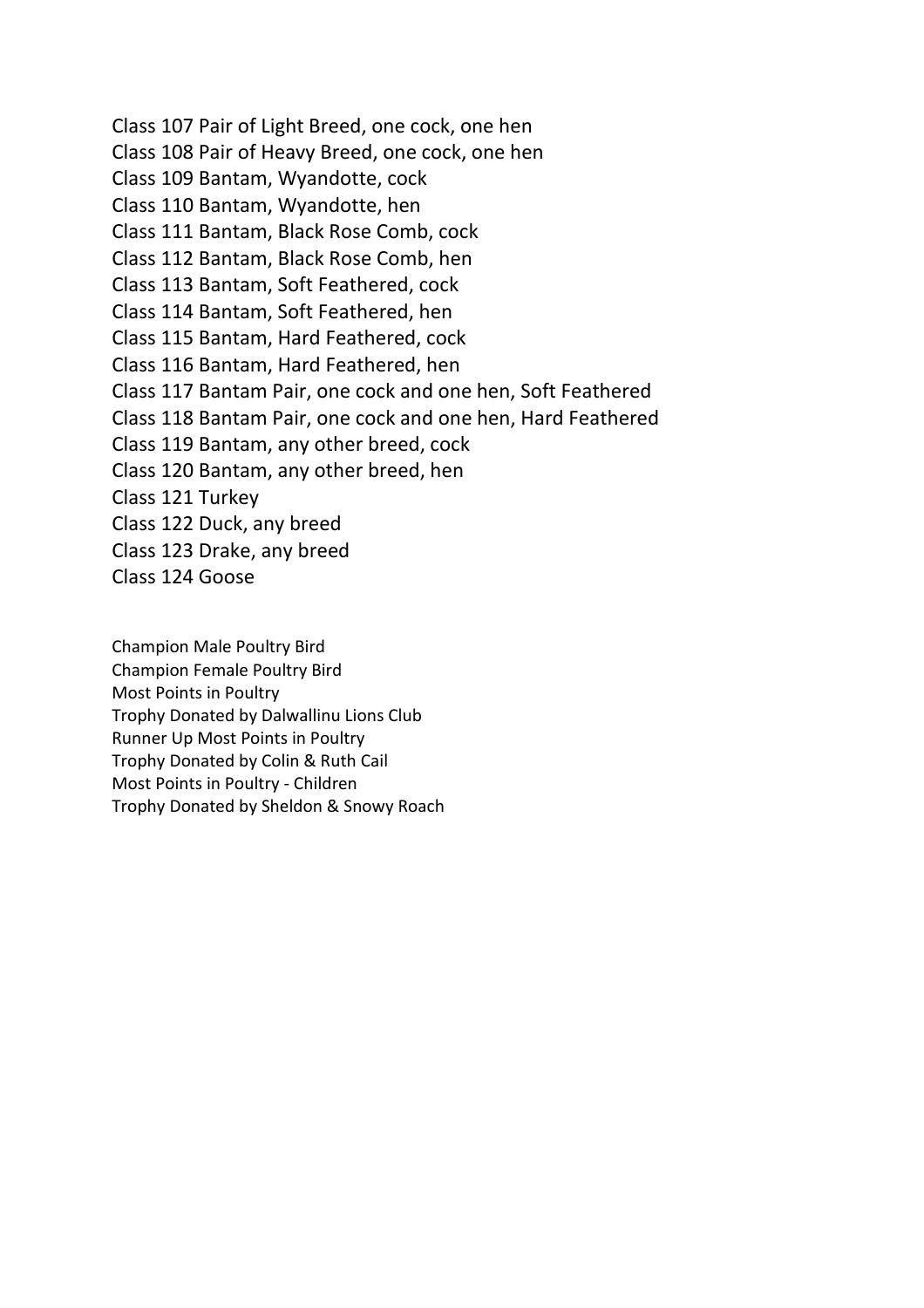Class 107 Pair of Light Breed, one cock, one hen
Class 108 Pair of Heavy Breed, one cock, one hen
Class 109 Bantam, Wyandotte, cock
Class 110 Bantam, Wyandotte, hen
Class 111 Bantam, Black Rose Comb, cock
Class 112 Bantam, Black Rose Comb, hen
Class 113 Bantam, Soft Feathered, cock
Class 114 Bantam, Soft Feathered, hen
Class 115 Bantam, Hard Feathered, cock
Class 116 Bantam, Hard Feathered, hen
Class 117 Bantam Pair, one cock and one hen, Soft Feathered
Class 118 Bantam Pair, one cock and one hen, Hard Feathered
Class 119 Bantam, any other breed, cock
Class 120 Bantam, any other breed, hen
Class 121 Turkey
Class 122 Duck, any breed
Class 123 Drake, any breed
Class 124 Goose

Champion Male Poultry Bird
Champion Female Poultry Bird
Most Points in Poultry
Trophy Donated by Dalwallinu Lions Club
Runner Up Most Points in Poultry
Trophy Donated by Colin & Ruth Cail
Most Points in Poultry - Children
Trophy Donated by Sheldon & Snowy Roach